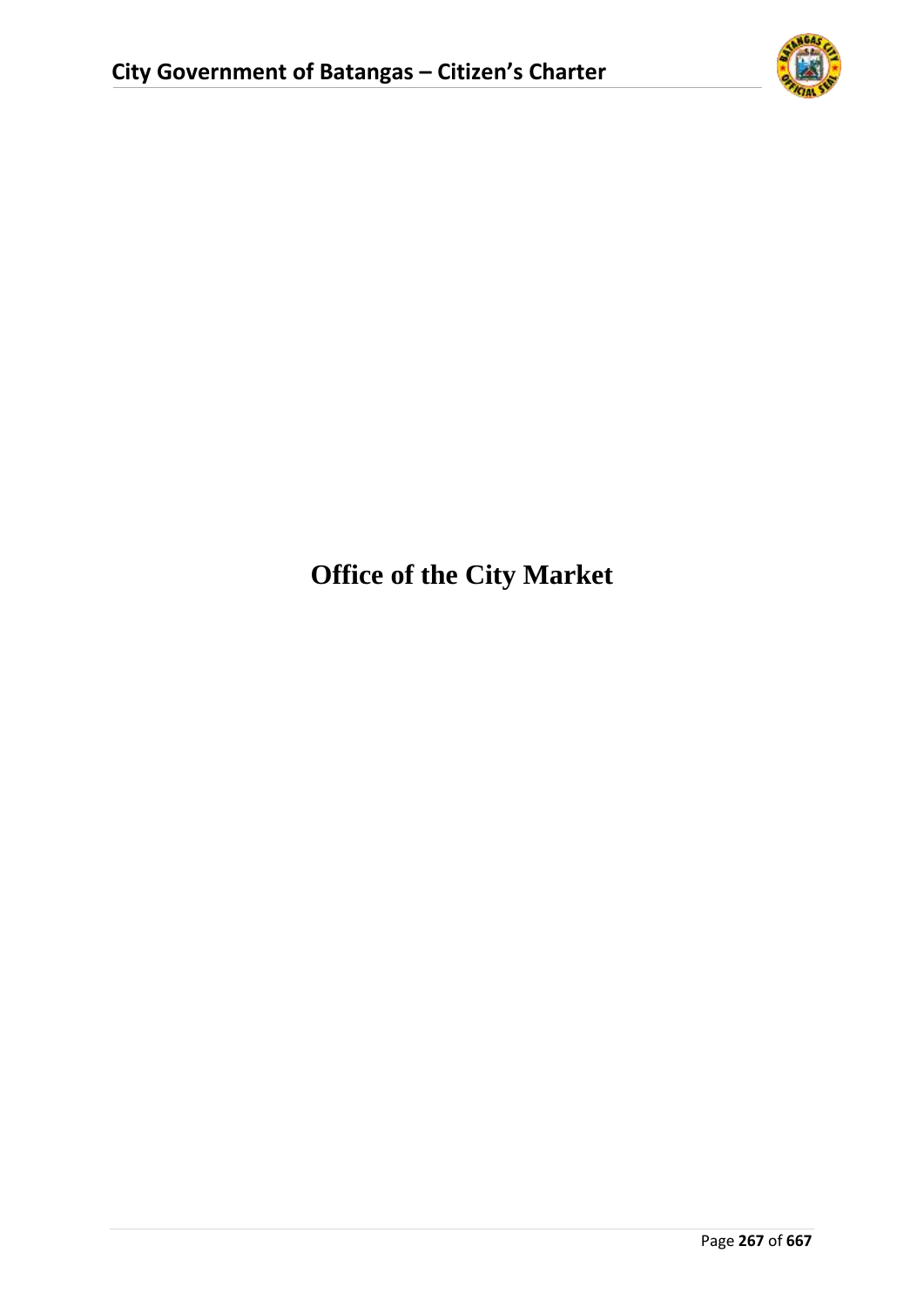# Office of the City Market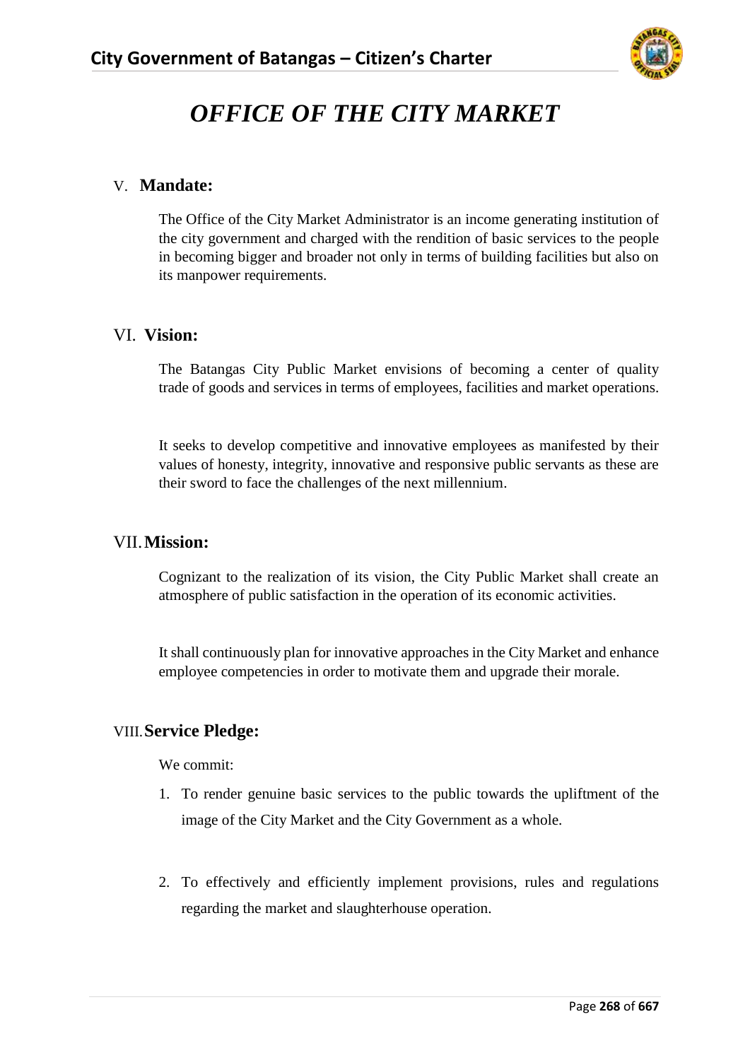# *OFFICE OF THE CITY MARKET*

## V. Mandate:

The Office of the City Market Administrator is an income generating institution of the city government and charged with the rendition of basic services to the people in becoming bigger and broader not only in terms of building facilities but also on its manpower requirements.

## VI. Vision:

The Batangas City Public Market envisions of becoming a center of quality trade of goods and services in terms of employees, facilities and market operations.

It seeks to develop competitive and innovative employees as manifested by their values of honesty, integrity, innovative and responsive public servants as these are their sword to face the challenges of the next millennium.

## VII. Mission:

Cognizant to the realization of its vision, the City Public Market shall create an atmosphere of public satisfaction in the operation of its economic activities.

It shall continuously plan for innovative approaches in the City Market and enhance employee competencies in order to motivate them and upgrade their morale.

## VIII. Service Pledge:

We commit:

1. To render genuine basic services to the public towards the upliftment of the image of the City Market and the City Government as a whole.
2. To effectively and efficiently implement provisions, rules and regulations regarding the market and slaughterhouse operation.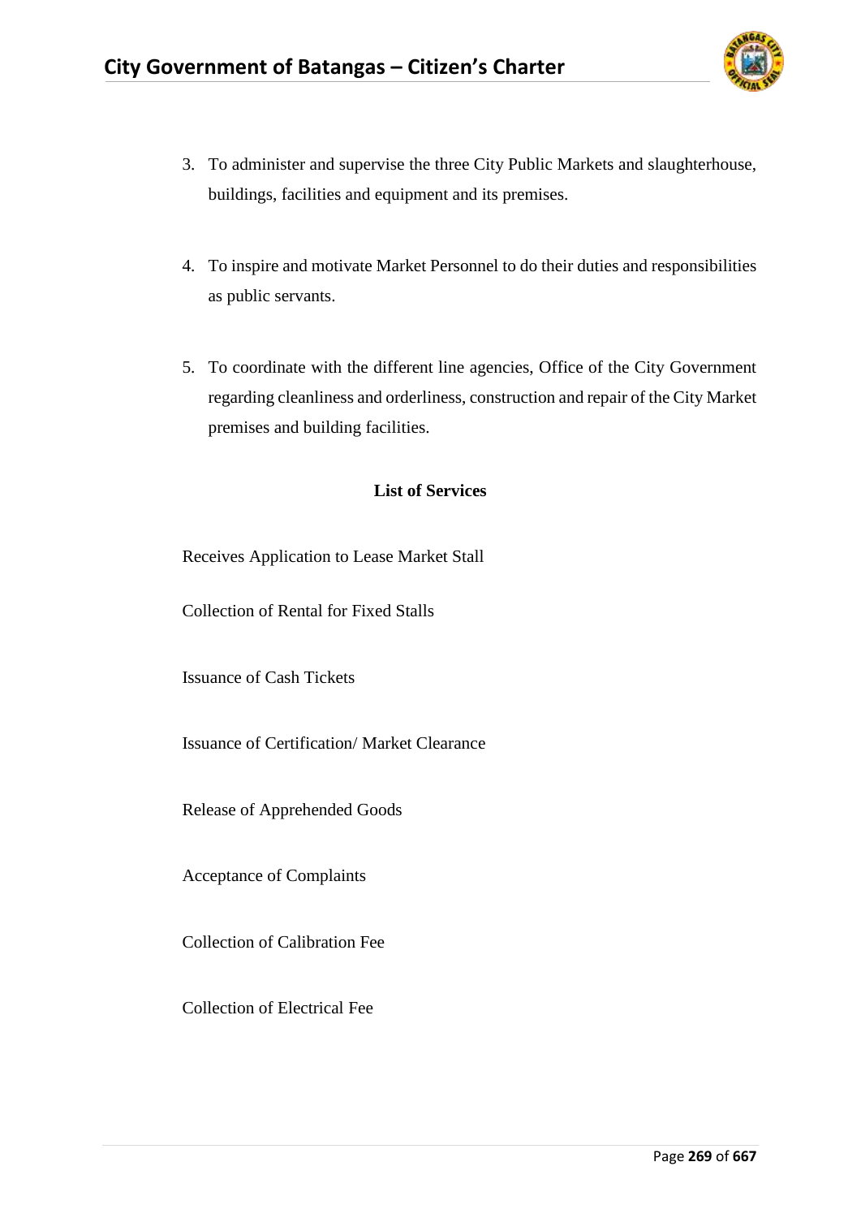3. To administer and supervise the three City Public Markets and slaughterhouse, buildings, facilities and equipment and its premises.

4. To inspire and motivate Market Personnel to do their duties and responsibilities as public servants.

5. To coordinate with the different line agencies, Office of the City Government regarding cleanliness and orderliness, construction and repair of the City Market premises and building facilities.

**List of Services**

Receives Application to Lease Market Stall

Collection of Rental for Fixed Stalls

Issuance of Cash Tickets

Issuance of Certification/ Market Clearance

Release of Apprehended Goods

Acceptance of Complaints

Collection of Calibration Fee

Collection of Electrical Fee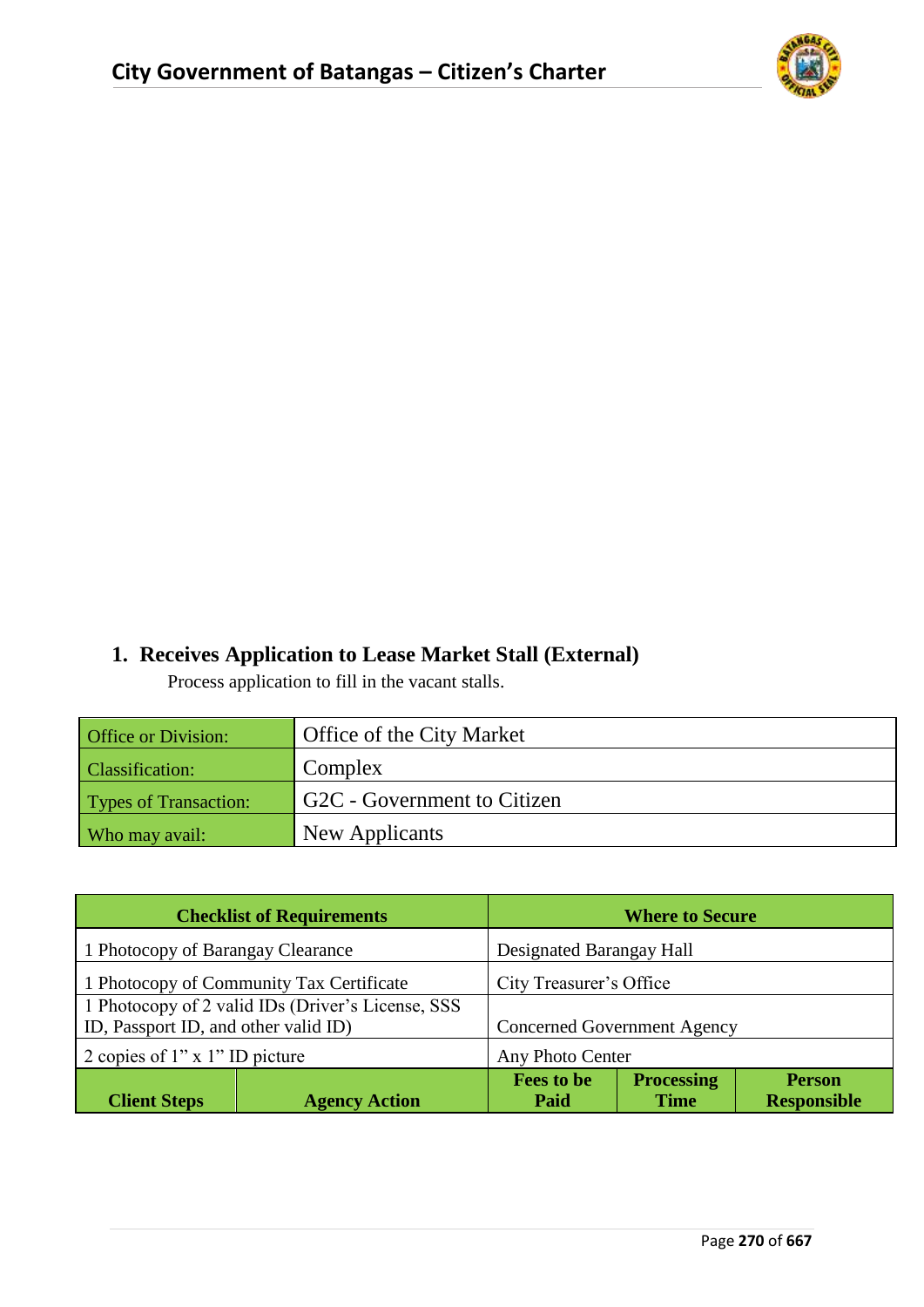## 1. Receives Application to Lease Market Stall (External)

Process application to fill in the vacant stalls.

| Office or Division: | Office of the City Market |
|---|---|
| Classification: | Complex |
| Types of Transaction: | G2C - Government to Citizen |
| Who may avail: | New Applicants |

| Checklist of Requirements | Where to Secure |
|---|---|
| 1 Photocopy of Barangay Clearance | Designated Barangay Hall |
| 1 Photocopy of Community Tax Certificate | City Treasurer's Office |
| 1 Photocopy of 2 valid IDs (Driver's License, SSS ID, Passport ID, and other valid ID) | Concerned Government Agency |
| 2 copies of 1" x 1" ID picture | Any Photo Center |

| Client Steps | Agency Action | Fees to be Paid | Processing Time | Person Responsible |
|---|---|---|---|---|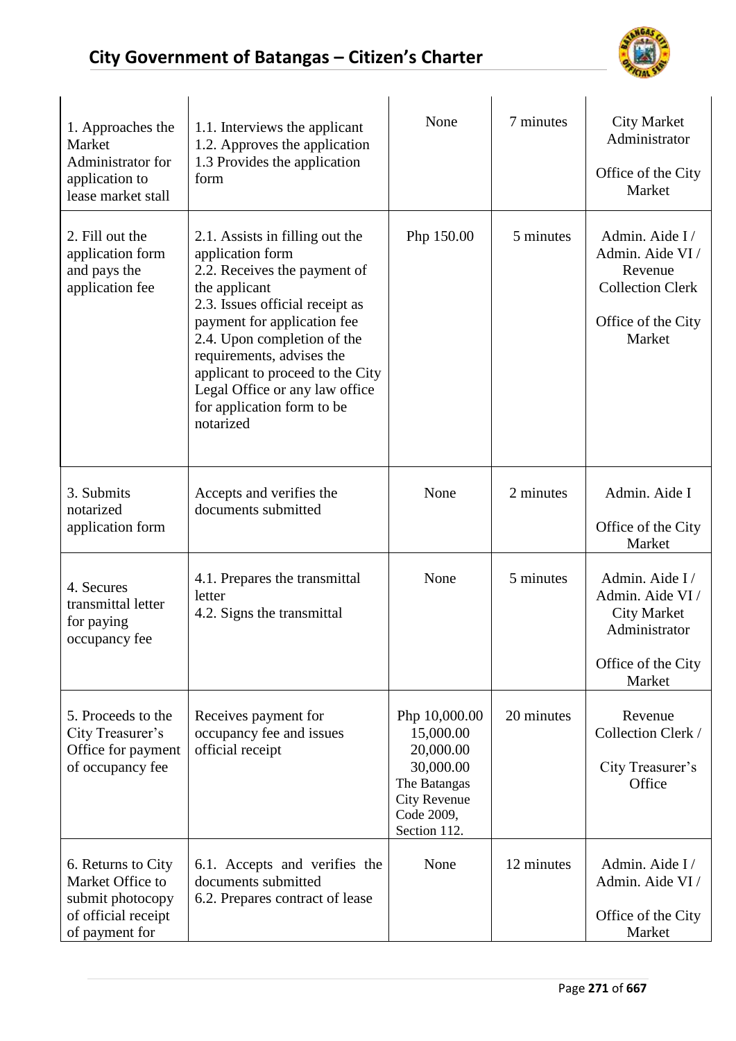| | | | | |
|---|---|---|---|---|
| 1. Approaches the Market Administrator for application to lease market stall | 1.1. Interviews the applicant<br>1.2. Approves the application<br>1.3 Provides the application form | None | 7 minutes | City Market Administrator<br><br>Office of the City Market |
| 2. Fill out the application form and pays the application fee | 2.1. Assists in filling out the application form<br>2.2. Receives the payment of the applicant<br>2.3. Issues official receipt as payment for application fee<br>2.4. Upon completion of the requirements, advises the applicant to proceed to the City Legal Office or any law office for application form to be notarized | Php 150.00 | 5 minutes | Admin. Aide I / Admin. Aide VI / Revenue Collection Clerk<br><br>Office of the City Market |
| 3. Submits notarized application form | Accepts and verifies the documents submitted | None | 2 minutes | Admin. Aide I<br><br>Office of the City Market |
| 4. Secures transmittal letter for paying occupancy fee | 4.1. Prepares the transmittal letter<br>4.2. Signs the transmittal | None | 5 minutes | Admin. Aide I / Admin. Aide VI / City Market Administrator<br><br>Office of the City Market |
| 5. Proceeds to the City Treasurer's Office for payment of occupancy fee | Receives payment for occupancy fee and issues official receipt | Php 10,000.00<br>15,000.00<br>20,000.00<br>30,000.00<br>The Batangas City Revenue Code 2009, Section 112. | 20 minutes | Revenue Collection Clerk /<br><br>City Treasurer's Office |
| 6. Returns to City Market Office to submit photocopy of official receipt of payment for | 6.1. Accepts and verifies the documents submitted<br>6.2. Prepares contract of lease | None | 12 minutes | Admin. Aide I / Admin. Aide VI /<br><br>Office of the City Market |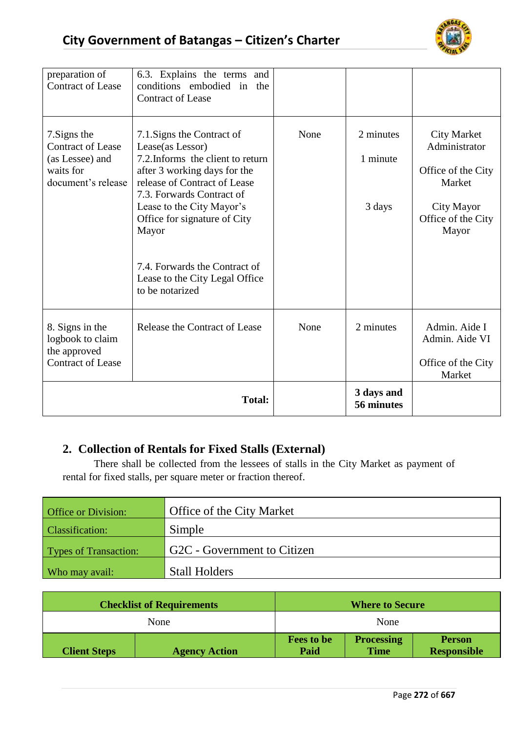| | | | | |
|---|---|---|---|---|
| preparation of Contract of Lease | 6.3. Explains the terms and conditions embodied in the Contract of Lease | | | |
| 7.Signs the Contract of Lease (as Lessee) and waits for document's release | 7.1.Signs the Contract of Lease(as Lessor)<br>7.2.Informs the client to return after 3 working days for the release of Contract of Lease<br>7.3. Forwards Contract of Lease to the City Mayor's Office for signature of City Mayor<br><br>7.4. Forwards the Contract of Lease to the City Legal Office to be notarized | None | 2 minutes<br><br>1 minute<br><br>3 days | City Market Administrator<br><br>Office of the City Market<br><br>City Mayor<br>Office of the City Mayor |
| 8. Signs in the logbook to claim the approved Contract of Lease | Release the Contract of Lease | None | 2 minutes | Admin. Aide I<br>Admin. Aide VI<br><br>Office of the City Market |
| | **Total:** | | **3 days and 56 minutes** | |

## 2. Collection of Rentals for Fixed Stalls (External)

There shall be collected from the lessees of stalls in the City Market as payment of rental for fixed stalls, per square meter or fraction thereof.

| | |
|---|---|
| Office or Division: | Office of the City Market |
| Classification: | Simple |
| Types of Transaction: | G2C - Government to Citizen |
| Who may avail: | Stall Holders |

| Checklist of Requirements | | Where to Secure | | |
|---|---|---|---|---|
| None | | None | | |
| **Client Steps** | **Agency Action** | **Fees to be Paid** | **Processing Time** | **Person Responsible** |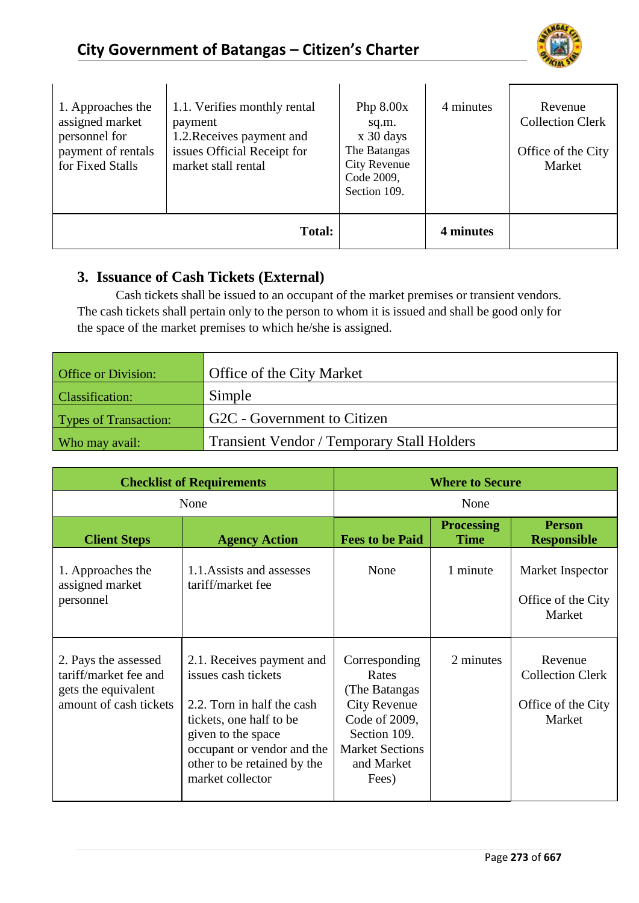| | | | | |
|---|---|---|---|---|
| 1. Approaches the assigned market personnel for payment of rentals for Fixed Stalls | 1.1. Verifies monthly rental payment<br>1.2.Receives payment and issues Official Receipt for market stall rental | Php 8.00x sq.m. x 30 days The Batangas City Revenue Code 2009, Section 109. | 4 minutes | Revenue Collection Clerk<br><br>Office of the City Market |
| | **Total:** | | **4 minutes** | |

### 3. Issuance of Cash Tickets (External)

Cash tickets shall be issued to an occupant of the market premises or transient vendors. The cash tickets shall pertain only to the person to whom it is issued and shall be good only for the space of the market premises to which he/she is assigned.

| | |
|---|---|
| Office or Division: | Office of the City Market |
| Classification: | Simple |
| Types of Transaction: | G2C - Government to Citizen |
| Who may avail: | Transient Vendor / Temporary Stall Holders |

| **Checklist of Requirements** | | **Where to Secure** | | |
|---|---|---|---|---|
| None | | None | | |
| **Client Steps** | **Agency Action** | **Fees to be Paid** | **Processing Time** | **Person Responsible** |
| 1. Approaches the assigned market personnel | 1.1.Assists and assesses tariff/market fee | None | 1 minute | Market Inspector<br><br>Office of the City Market |
| 2. Pays the assessed tariff/market fee and gets the equivalent amount of cash tickets | 2.1. Receives payment and issues cash tickets<br><br>2.2. Torn in half the cash tickets, one half to be given to the space occupant or vendor and the other to be retained by the market collector | Corresponding Rates (The Batangas City Revenue Code of 2009, Section 109. Market Sections and Market Fees) | 2 minutes | Revenue Collection Clerk<br><br>Office of the City Market |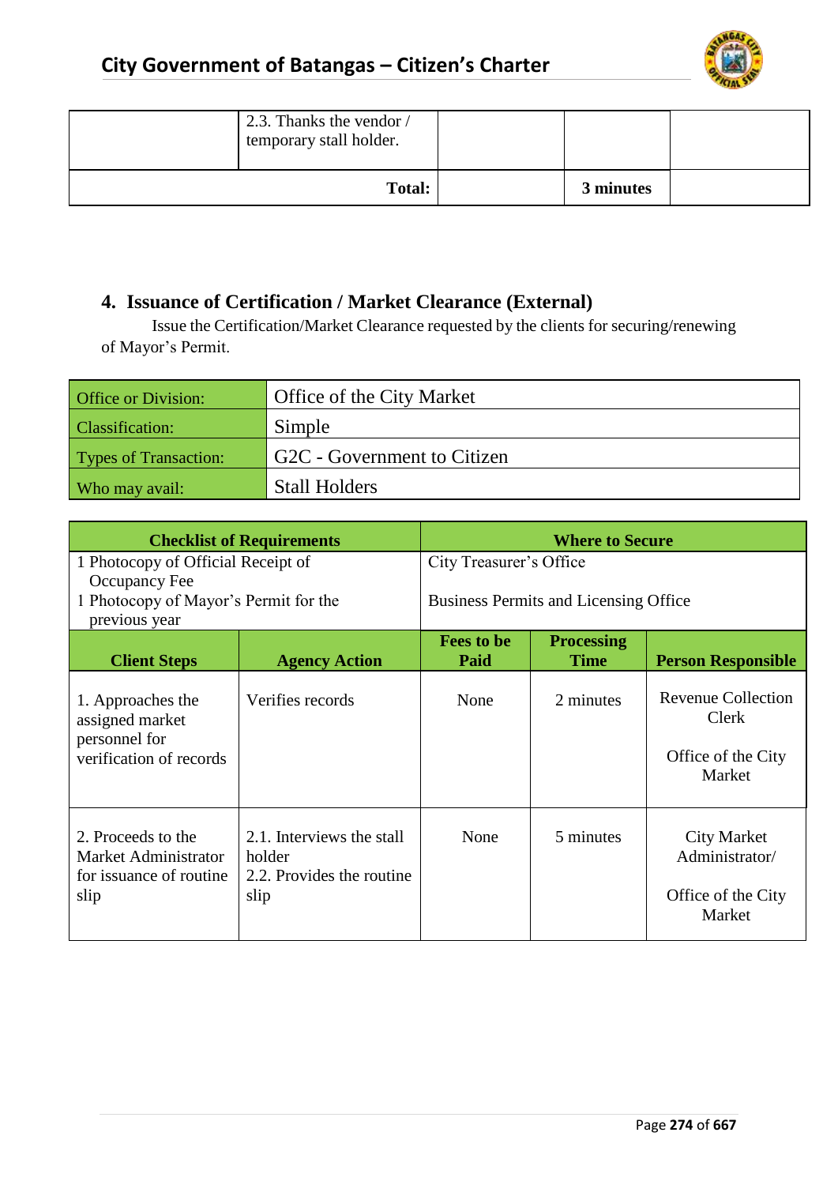| | 2.3. Thanks the vendor / temporary stall holder. | | | |
|---|---|---|---|---|
| | **Total:** | | **3 minutes** | |

## 4. Issuance of Certification / Market Clearance (External)

Issue the Certification/Market Clearance requested by the clients for securing/renewing of Mayor's Permit.

| | |
|---|---|
| Office or Division: | Office of the City Market |
| Classification: | Simple |
| Types of Transaction: | G2C - Government to Citizen |
| Who may avail: | Stall Holders |

| **Checklist of Requirements** | | **Where to Secure** | | |
|---|---|---|---|---|
| 1 Photocopy of Official Receipt of Occupancy Fee | | City Treasurer's Office | | |
| 1 Photocopy of Mayor's Permit for the previous year | | Business Permits and Licensing Office | | |
| **Client Steps** | **Agency Action** | **Fees to be Paid** | **Processing Time** | **Person Responsible** |
| 1. Approaches the assigned market personnel for verification of records | Verifies records | None | 2 minutes | Revenue Collection Clerk<br><br>Office of the City Market |
| 2. Proceeds to the Market Administrator for issuance of routine slip | 2.1. Interviews the stall holder<br>2.2. Provides the routine slip | None | 5 minutes | City Market Administrator/<br><br>Office of the City Market |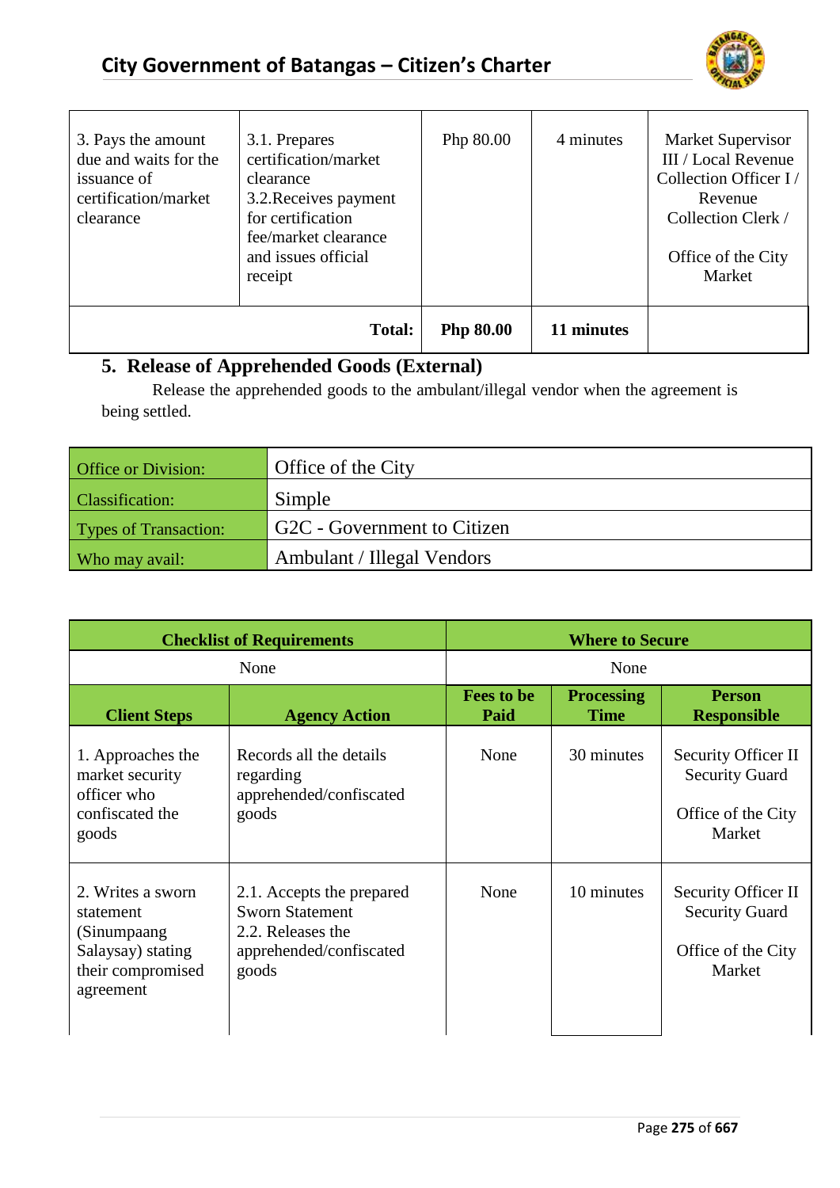| | | | | |
|---|---|---|---|---|
| 3. Pays the amount due and waits for the issuance of certification/market clearance | 3.1. Prepares certification/market clearance<br>3.2.Receives payment for certification fee/market clearance and issues official receipt | Php 80.00 | 4 minutes | Market Supervisor III / Local Revenue Collection Officer I / Revenue Collection Clerk /<br><br>Office of the City Market |
| | **Total:** | **Php 80.00** | **11 minutes** | |

## 5. Release of Apprehended Goods (External)

Release the apprehended goods to the ambulant/illegal vendor when the agreement is being settled.

| | |
|---|---|
| Office or Division: | Office of the City |
| Classification: | Simple |
| Types of Transaction: | G2C - Government to Citizen |
| Who may avail: | Ambulant / Illegal Vendors |

| **Checklist of Requirements** | | **Where to Secure** | | |
|---|---|---|---|---|
| None | | None | | |
| **Client Steps** | **Agency Action** | **Fees to be Paid** | **Processing Time** | **Person Responsible** |
| 1. Approaches the market security officer who confiscated the goods | Records all the details regarding apprehended/confiscated goods | None | 30 minutes | Security Officer II Security Guard<br><br>Office of the City Market |
| 2. Writes a sworn statement (Sinumpaang Salaysay) stating their compromised agreement | 2.1. Accepts the prepared Sworn Statement<br>2.2. Releases the apprehended/confiscated goods | None | 10 minutes | Security Officer II Security Guard<br><br>Office of the City Market |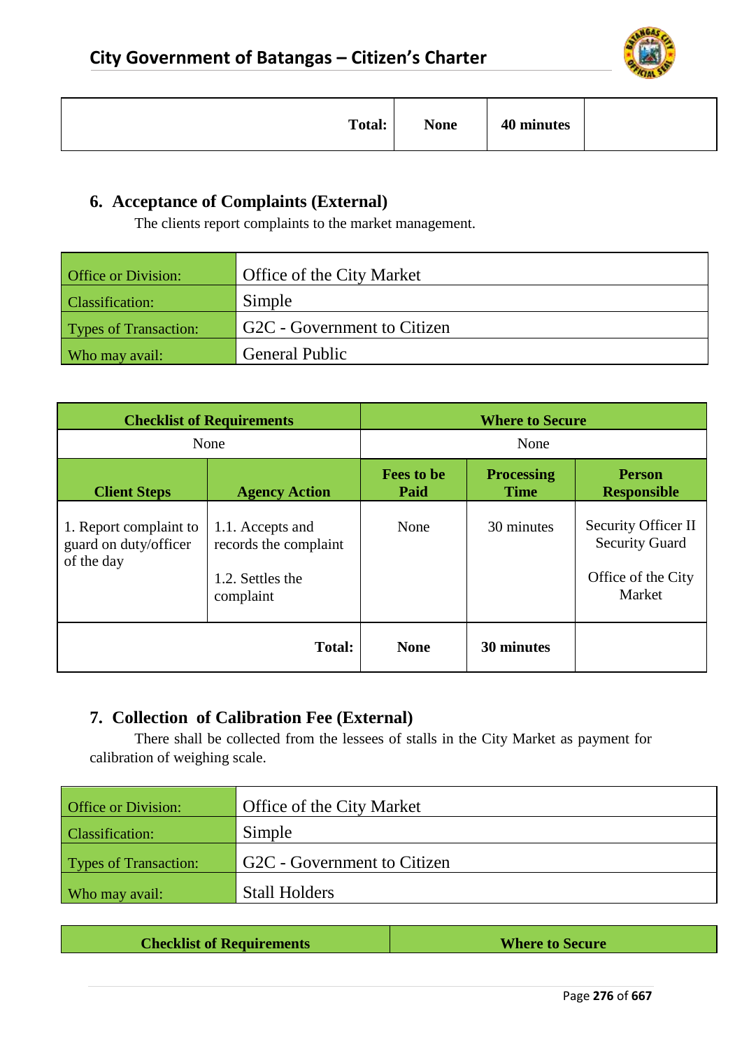| | | | |
|---|---|---|---|
| **Total:** | **None** | **40 minutes** | |

## 6. Acceptance of Complaints (External)

The clients report complaints to the market management.

| | |
|---|---|
| Office or Division: | Office of the City Market |
| Classification: | Simple |
| Types of Transaction: | G2C - Government to Citizen |
| Who may avail: | General Public |

| **Checklist of Requirements** | | **Where to Secure** | | |
|---|---|---|---|---|
| None | | None | | |
| **Client Steps** | **Agency Action** | **Fees to be Paid** | **Processing Time** | **Person Responsible** |
| 1. Report complaint to guard on duty/officer of the day | 1.1. Accepts and records the complaint<br><br>1.2. Settles the complaint | None | 30 minutes | Security Officer II<br>Security Guard<br><br>Office of the City Market |
| | **Total:** | **None** | **30 minutes** | |

## 7. Collection of Calibration Fee (External)

There shall be collected from the lessees of stalls in the City Market as payment for calibration of weighing scale.

| | |
|---|---|
| Office or Division: | Office of the City Market |
| Classification: | Simple |
| Types of Transaction: | G2C - Government to Citizen |
| Who may avail: | Stall Holders |

| **Checklist of Requirements** | **Where to Secure** |
|---|---|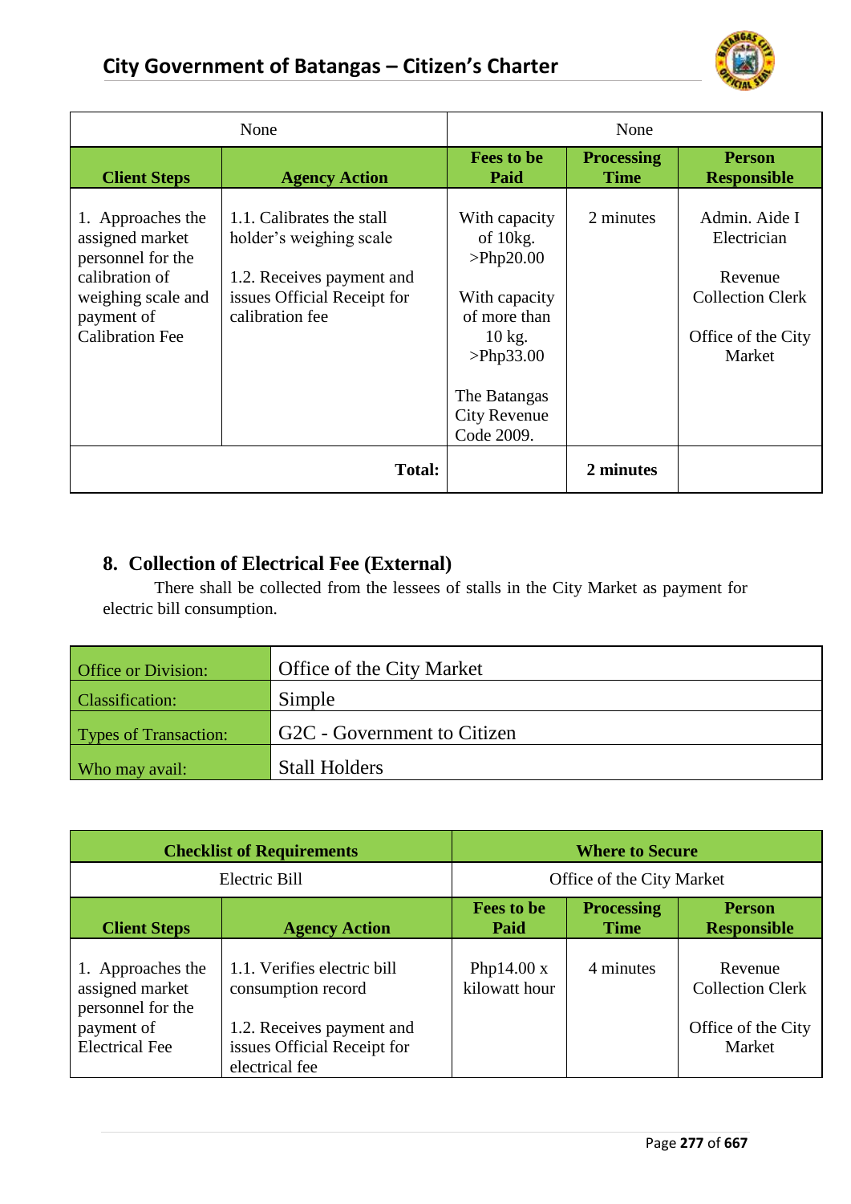| None | | None | | |
|---|---|---|---|---|
| **Client Steps** | **Agency Action** | **Fees to be Paid** | **Processing Time** | **Person Responsible** |
| 1. Approaches the assigned market personnel for the calibration of weighing scale and payment of Calibration Fee | 1.1. Calibrates the stall holder's weighing scale<br><br>1.2. Receives payment and issues Official Receipt for calibration fee | With capacity of 10kg. >Php20.00<br><br>With capacity of more than 10 kg. >Php33.00<br><br>The Batangas City Revenue Code 2009. | 2 minutes | Admin. Aide I Electrician<br><br>Revenue Collection Clerk<br><br>Office of the City Market |
| | **Total:** | | **2 minutes** | |

## 8. Collection of Electrical Fee (External)

There shall be collected from the lessees of stalls in the City Market as payment for electric bill consumption.

| | |
|---|---|
| Office or Division: | Office of the City Market |
| Classification: | Simple |
| Types of Transaction: | G2C - Government to Citizen |
| Who may avail: | Stall Holders |

| **Checklist of Requirements** | | **Where to Secure** | | |
|---|---|---|---|---|
| Electric Bill | | Office of the City Market | | |
| **Client Steps** | **Agency Action** | **Fees to be Paid** | **Processing Time** | **Person Responsible** |
| 1. Approaches the assigned market personnel for the payment of Electrical Fee | 1.1. Verifies electric bill consumption record<br><br>1.2. Receives payment and issues Official Receipt for electrical fee | Php14.00 x kilowatt hour | 4 minutes | Revenue Collection Clerk<br><br>Office of the City Market |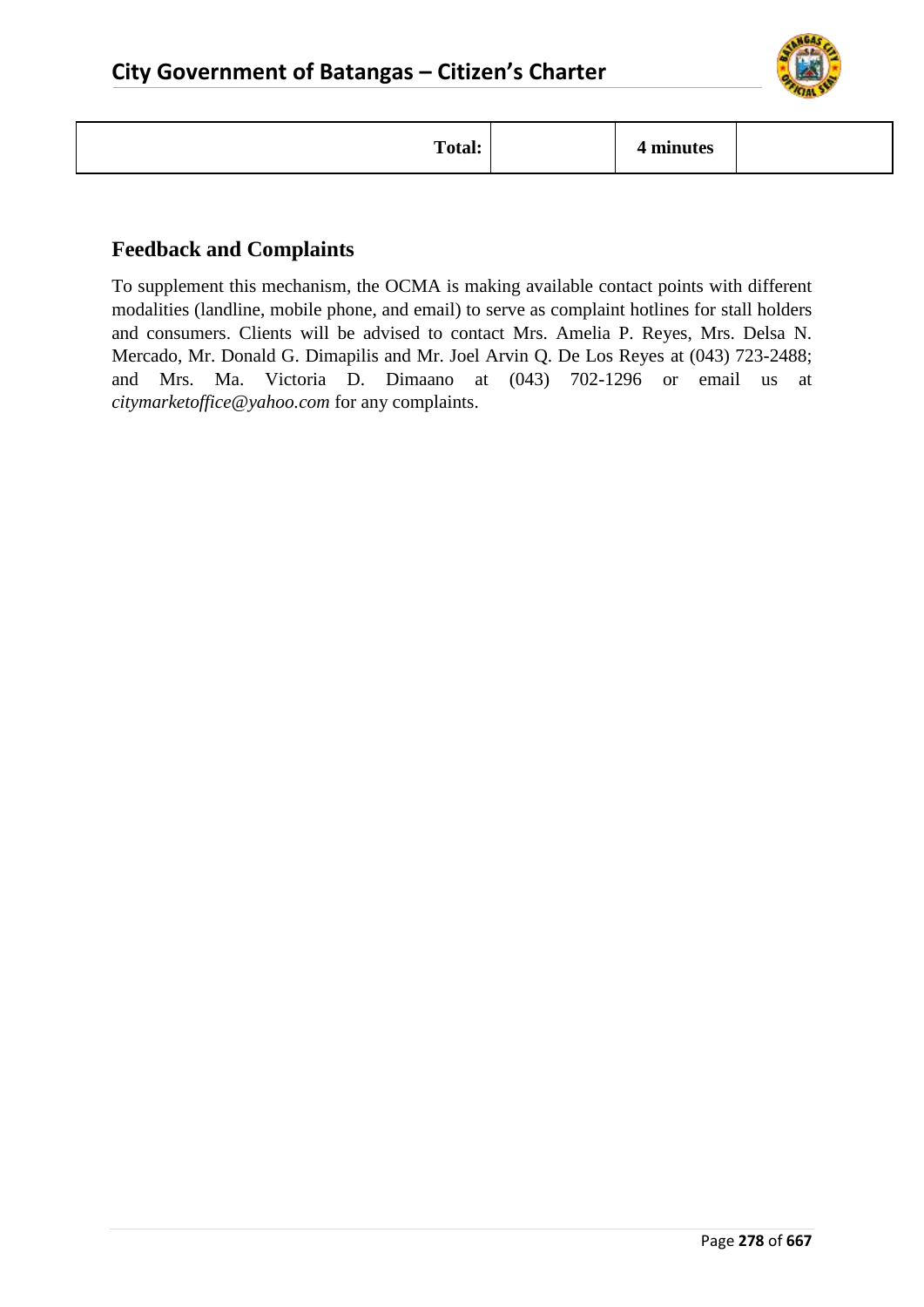| | | | |
|---|---|---|---|
| **Total:** | | **4 minutes** | |

## Feedback and Complaints

To supplement this mechanism, the OCMA is making available contact points with different modalities (landline, mobile phone, and email) to serve as complaint hotlines for stall holders and consumers. Clients will be advised to contact Mrs. Amelia P. Reyes, Mrs. Delsa N. Mercado, Mr. Donald G. Dimapilis and Mr. Joel Arvin Q. De Los Reyes at (043) 723-2488; and Mrs. Ma. Victoria D. Dimaano at (043) 702-1296 or email us at *citymarketoffice@yahoo.com* for any complaints.